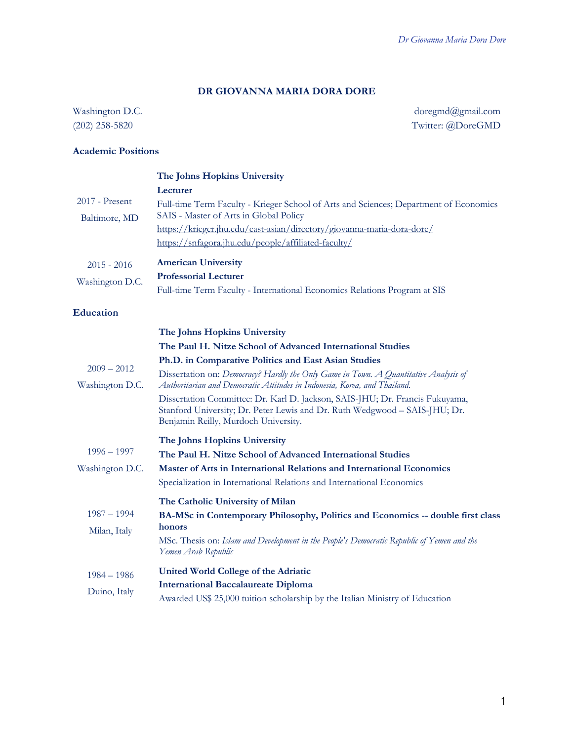# DR GIOVANNA MARIA DORA DORE

Washington D.C.
(202) 258-5820

doregmd@gmail.com
Twitter: @DoreGMD

## Academic Positions

2017 - Present
Baltimore, MD

**The Johns Hopkins University**
**Lecturer**
Full-time Term Faculty - Krieger School of Arts and Sciences; Department of Economics
SAIS - Master of Arts in Global Policy
https://krieger.jhu.edu/east-asian/directory/giovanna-maria-dora-dore/
https://snfagora.jhu.edu/people/affiliated-faculty/

2015 - 2016
Washington D.C.

**American University**
**Professorial Lecturer**
Full-time Term Faculty - International Economics Relations Program at SIS

## Education

2009 – 2012
Washington D.C.

**The Johns Hopkins University**
**The Paul H. Nitze School of Advanced International Studies**
**Ph.D. in Comparative Politics and East Asian Studies**
Dissertation on: *Democracy? Hardly the Only Game in Town. A Quantitative Analysis of Authoritarian and Democratic Attitudes in Indonesia, Korea, and Thailand.*
Dissertation Committee: Dr. Karl D. Jackson, SAIS-JHU; Dr. Francis Fukuyama, Stanford University; Dr. Peter Lewis and Dr. Ruth Wedgwood – SAIS-JHU; Dr. Benjamin Reilly, Murdoch University.

1996 – 1997
Washington D.C.

**The Johns Hopkins University**
**The Paul H. Nitze School of Advanced International Studies**
**Master of Arts in International Relations and International Economics**
Specialization in International Relations and International Economics

1987 – 1994
Milan, Italy

**The Catholic University of Milan**
**BA-MSc in Contemporary Philosophy, Politics and Economics -- double first class honors**
MSc. Thesis on: *Islam and Development in the People's Democratic Republic of Yemen and the Yemen Arab Republic*

1984 – 1986
Duino, Italy

**United World College of the Adriatic**
**International Baccalaureate Diploma**
Awarded US$ 25,000 tuition scholarship by the Italian Ministry of Education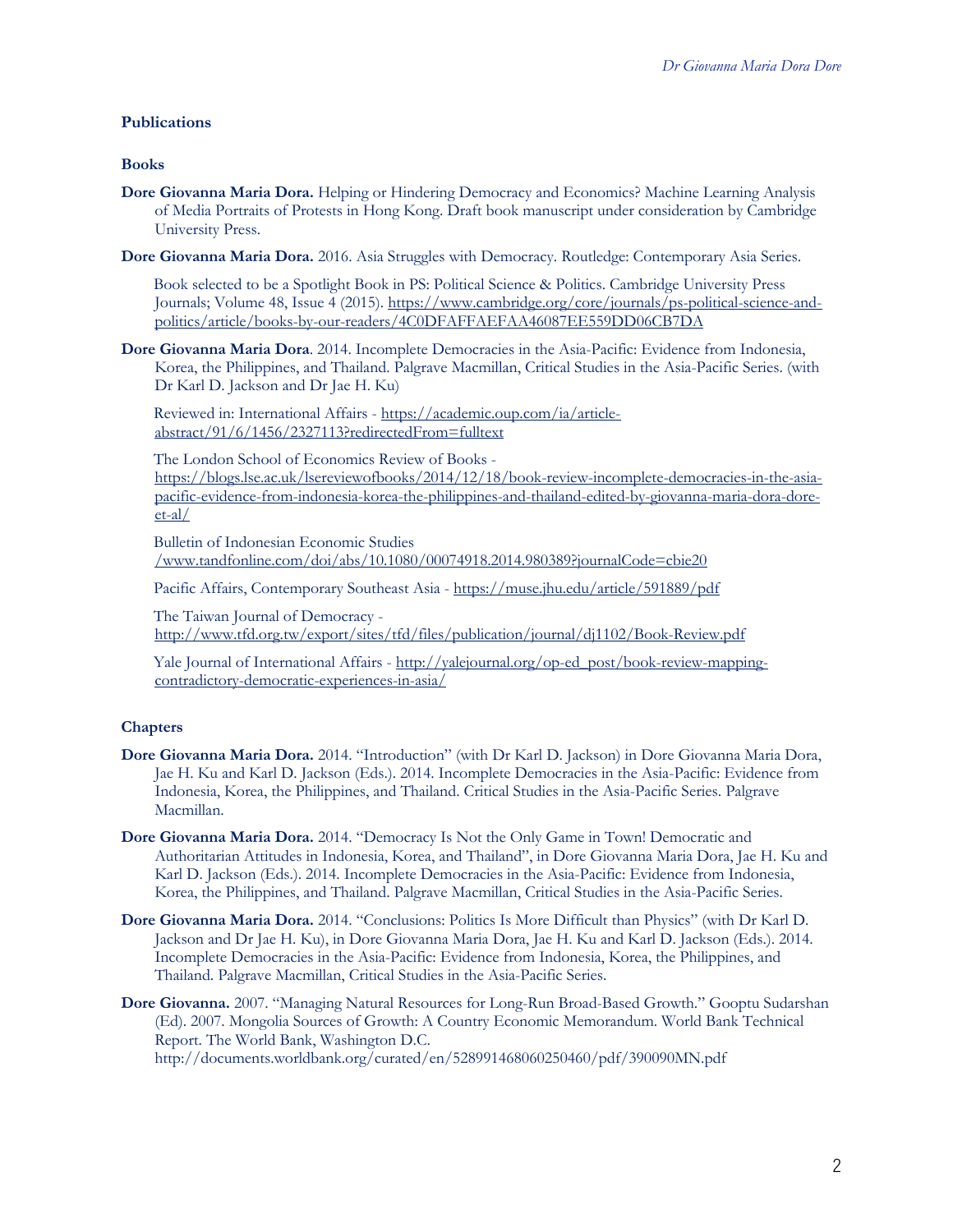## Publications

### Books

**Dore Giovanna Maria Dora.** Helping or Hindering Democracy and Economics? Machine Learning Analysis of Media Portraits of Protests in Hong Kong. Draft book manuscript under consideration by Cambridge University Press.

**Dore Giovanna Maria Dora.** 2016. Asia Struggles with Democracy. Routledge: Contemporary Asia Series.

Book selected to be a Spotlight Book in PS: Political Science & Politics. Cambridge University Press Journals; Volume 48, Issue 4 (2015). https://www.cambridge.org/core/journals/ps-political-science-and-politics/article/books-by-our-readers/4C0DFAFFAEFAA46087EE559DD06CB7DA

**Dore Giovanna Maria Dora**. 2014. Incomplete Democracies in the Asia-Pacific: Evidence from Indonesia, Korea, the Philippines, and Thailand. Palgrave Macmillan, Critical Studies in the Asia-Pacific Series. (with Dr Karl D. Jackson and Dr Jae H. Ku)

Reviewed in: International Affairs - https://academic.oup.com/ia/article-abstract/91/6/1456/2327113?redirectedFrom=fulltext

The London School of Economics Review of Books - https://blogs.lse.ac.uk/lsereviewofbooks/2014/12/18/book-review-incomplete-democracies-in-the-asia-pacific-evidence-from-indonesia-korea-the-philippines-and-thailand-edited-by-giovanna-maria-dora-dore-et-al/

Bulletin of Indonesian Economic Studies /www.tandfonline.com/doi/abs/10.1080/00074918.2014.980389?journalCode=cbie20

Pacific Affairs, Contemporary Southeast Asia - https://muse.jhu.edu/article/591889/pdf

The Taiwan Journal of Democracy - http://www.tfd.org.tw/export/sites/tfd/files/publication/journal/dj1102/Book-Review.pdf

Yale Journal of International Affairs - http://yalejournal.org/op-ed_post/book-review-mapping-contradictory-democratic-experiences-in-asia/

### Chapters

**Dore Giovanna Maria Dora.** 2014. "Introduction" (with Dr Karl D. Jackson) in Dore Giovanna Maria Dora, Jae H. Ku and Karl D. Jackson (Eds.). 2014. Incomplete Democracies in the Asia-Pacific: Evidence from Indonesia, Korea, the Philippines, and Thailand. Critical Studies in the Asia-Pacific Series. Palgrave Macmillan.

**Dore Giovanna Maria Dora.** 2014. "Democracy Is Not the Only Game in Town! Democratic and Authoritarian Attitudes in Indonesia, Korea, and Thailand", in Dore Giovanna Maria Dora, Jae H. Ku and Karl D. Jackson (Eds.). 2014. Incomplete Democracies in the Asia-Pacific: Evidence from Indonesia, Korea, the Philippines, and Thailand. Palgrave Macmillan, Critical Studies in the Asia-Pacific Series.

**Dore Giovanna Maria Dora.** 2014. "Conclusions: Politics Is More Difficult than Physics" (with Dr Karl D. Jackson and Dr Jae H. Ku), in Dore Giovanna Maria Dora, Jae H. Ku and Karl D. Jackson (Eds.). 2014. Incomplete Democracies in the Asia-Pacific: Evidence from Indonesia, Korea, the Philippines, and Thailand. Palgrave Macmillan, Critical Studies in the Asia-Pacific Series.

**Dore Giovanna.** 2007. "Managing Natural Resources for Long-Run Broad-Based Growth." Gooptu Sudarshan (Ed). 2007. Mongolia Sources of Growth: A Country Economic Memorandum. World Bank Technical Report. The World Bank, Washington D.C. http://documents.worldbank.org/curated/en/528991468060250460/pdf/390090MN.pdf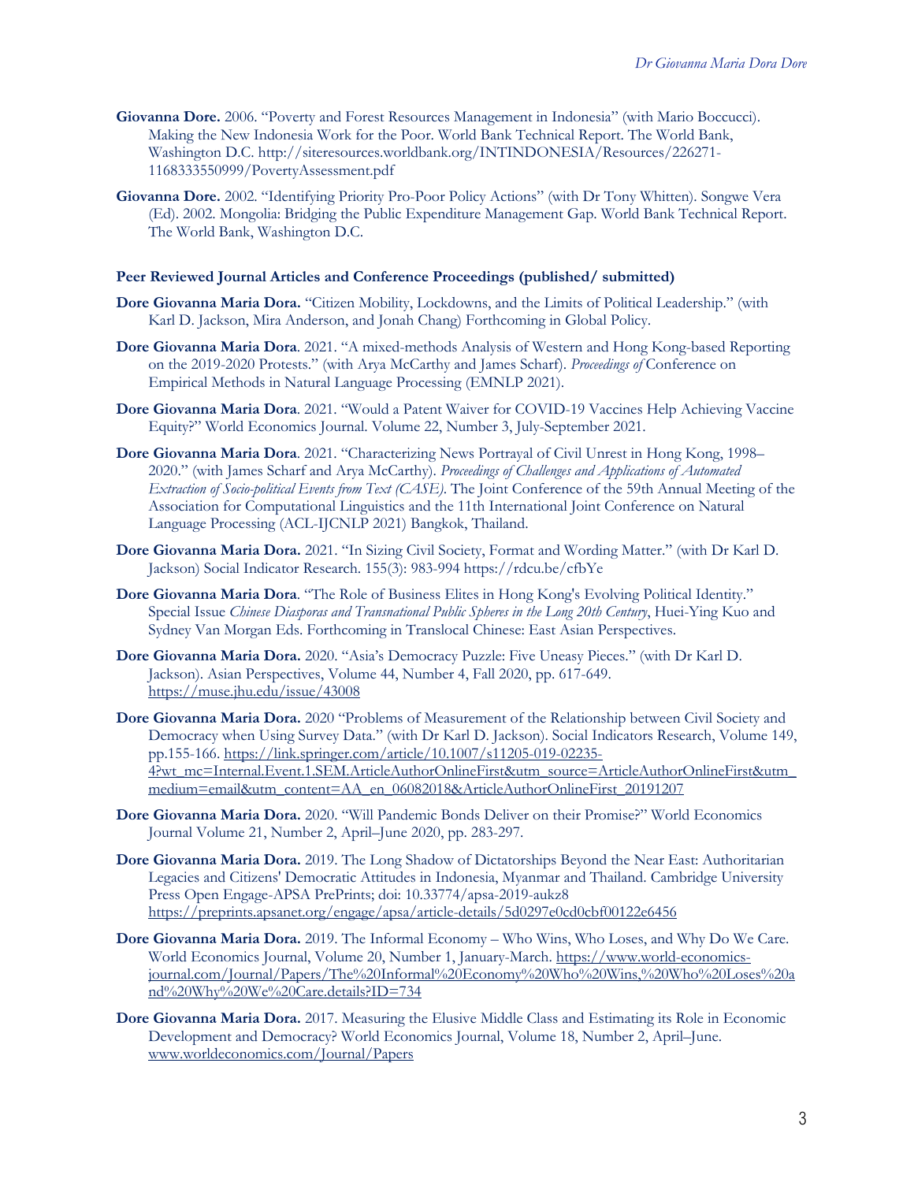**Giovanna Dore.** 2006. "Poverty and Forest Resources Management in Indonesia" (with Mario Boccucci). Making the New Indonesia Work for the Poor. World Bank Technical Report. The World Bank, Washington D.C. http://siteresources.worldbank.org/INTINDONESIA/Resources/226271-1168333550999/PovertyAssessment.pdf

**Giovanna Dore.** 2002. "Identifying Priority Pro-Poor Policy Actions" (with Dr Tony Whitten). Songwe Vera (Ed). 2002. Mongolia: Bridging the Public Expenditure Management Gap. World Bank Technical Report. The World Bank, Washington D.C.

**Peer Reviewed Journal Articles and Conference Proceedings (published/ submitted)**

**Dore Giovanna Maria Dora.** "Citizen Mobility, Lockdowns, and the Limits of Political Leadership." (with Karl D. Jackson, Mira Anderson, and Jonah Chang) Forthcoming in Global Policy.

**Dore Giovanna Maria Dora**. 2021. "A mixed-methods Analysis of Western and Hong Kong-based Reporting on the 2019-2020 Protests." (with Arya McCarthy and James Scharf). *Proceedings of* Conference on Empirical Methods in Natural Language Processing (EMNLP 2021).

**Dore Giovanna Maria Dora**. 2021. "Would a Patent Waiver for COVID-19 Vaccines Help Achieving Vaccine Equity?" World Economics Journal. Volume 22, Number 3, July-September 2021.

**Dore Giovanna Maria Dora**. 2021. "Characterizing News Portrayal of Civil Unrest in Hong Kong, 1998–2020." (with James Scharf and Arya McCarthy). *Proceedings of Challenges and Applications of Automated Extraction of Socio-political Events from Text (CASE).* The Joint Conference of the 59th Annual Meeting of the Association for Computational Linguistics and the 11th International Joint Conference on Natural Language Processing (ACL-IJCNLP 2021) Bangkok, Thailand.

**Dore Giovanna Maria Dora.** 2021. "In Sizing Civil Society, Format and Wording Matter." (with Dr Karl D. Jackson) Social Indicator Research. 155(3): 983-994 https://rdcu.be/cfbYe

**Dore Giovanna Maria Dora**. "The Role of Business Elites in Hong Kong's Evolving Political Identity." Special Issue *Chinese Diasporas and Transnational Public Spheres in the Long 20th Century*, Huei-Ying Kuo and Sydney Van Morgan Eds. Forthcoming in Translocal Chinese: East Asian Perspectives.

**Dore Giovanna Maria Dora.** 2020. "Asia's Democracy Puzzle: Five Uneasy Pieces." (with Dr Karl D. Jackson). Asian Perspectives, Volume 44, Number 4, Fall 2020, pp. 617-649. https://muse.jhu.edu/issue/43008

**Dore Giovanna Maria Dora.** 2020 "Problems of Measurement of the Relationship between Civil Society and Democracy when Using Survey Data." (with Dr Karl D. Jackson). Social Indicators Research, Volume 149, pp.155-166. https://link.springer.com/article/10.1007/s11205-019-02235-4?wt_mc=Internal.Event.1.SEM.ArticleAuthorOnlineFirst&utm_source=ArticleAuthorOnlineFirst&utm_medium=email&utm_content=AA_en_06082018&ArticleAuthorOnlineFirst_20191207

**Dore Giovanna Maria Dora.** 2020. "Will Pandemic Bonds Deliver on their Promise?" World Economics Journal Volume 21, Number 2, April–June 2020, pp. 283-297.

**Dore Giovanna Maria Dora.** 2019. The Long Shadow of Dictatorships Beyond the Near East: Authoritarian Legacies and Citizens' Democratic Attitudes in Indonesia, Myanmar and Thailand. Cambridge University Press Open Engage-APSA PrePrints; doi: 10.33774/apsa-2019-aukz8 https://preprints.apsanet.org/engage/apsa/article-details/5d0297e0cd0cbf00122e6456

**Dore Giovanna Maria Dora.** 2019. The Informal Economy – Who Wins, Who Loses, and Why Do We Care. World Economics Journal, Volume 20, Number 1, January-March. https://www.world-economics-journal.com/Journal/Papers/The%20Informal%20Economy%20Who%20Wins,%20Who%20Loses%20and%20Why%20We%20Care.details?ID=734

**Dore Giovanna Maria Dora.** 2017. Measuring the Elusive Middle Class and Estimating its Role in Economic Development and Democracy? World Economics Journal, Volume 18, Number 2, April–June. www.worldeconomics.com/Journal/Papers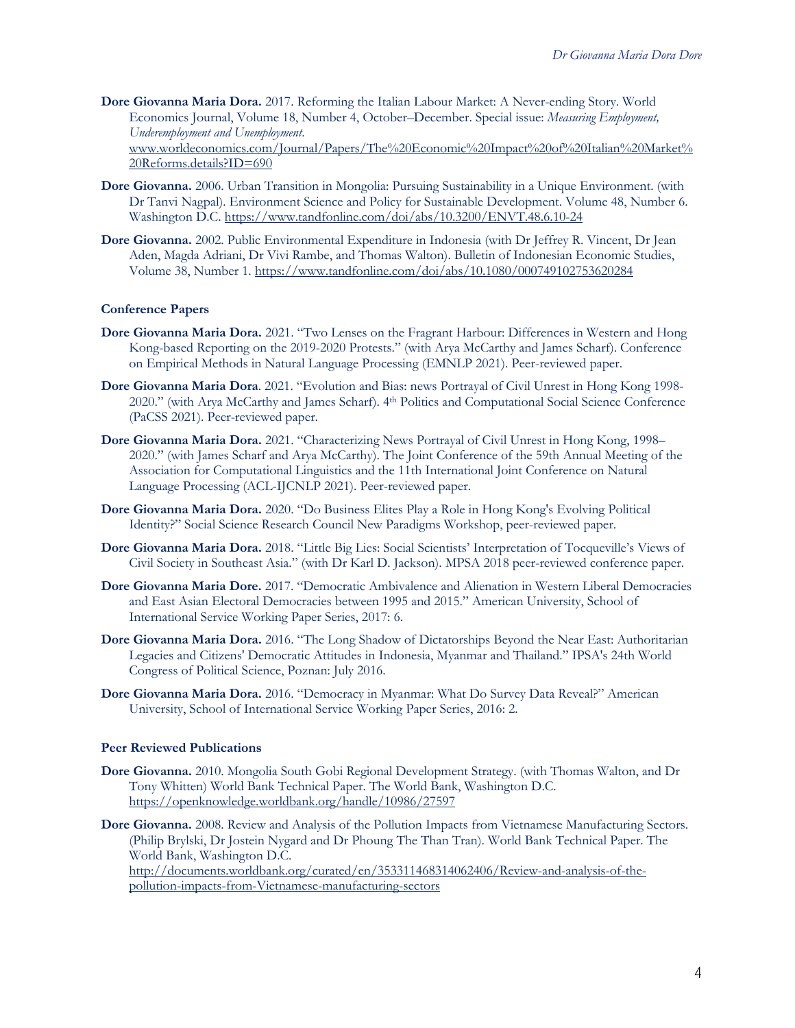**Dore Giovanna Maria Dora.** 2017. Reforming the Italian Labour Market: A Never-ending Story. World Economics Journal, Volume 18, Number 4, October–December. Special issue: *Measuring Employment, Underemployment and Unemployment*. www.worldeconomics.com/Journal/Papers/The%20Economic%20Impact%20of%20Italian%20Market%20Reforms.details?ID=690

**Dore Giovanna.** 2006. Urban Transition in Mongolia: Pursuing Sustainability in a Unique Environment. (with Dr Tanvi Nagpal). Environment Science and Policy for Sustainable Development. Volume 48, Number 6. Washington D.C. https://www.tandfonline.com/doi/abs/10.3200/ENVT.48.6.10-24

**Dore Giovanna.** 2002. Public Environmental Expenditure in Indonesia (with Dr Jeffrey R. Vincent, Dr Jean Aden, Magda Adriani, Dr Vivi Rambe, and Thomas Walton). Bulletin of Indonesian Economic Studies, Volume 38, Number 1. https://www.tandfonline.com/doi/abs/10.1080/000749102753620284

### Conference Papers

**Dore Giovanna Maria Dora.** 2021. "Two Lenses on the Fragrant Harbour: Differences in Western and Hong Kong-based Reporting on the 2019-2020 Protests." (with Arya McCarthy and James Scharf). Conference on Empirical Methods in Natural Language Processing (EMNLP 2021). Peer-reviewed paper.

**Dore Giovanna Maria Dora**. 2021. "Evolution and Bias: news Portrayal of Civil Unrest in Hong Kong 1998-2020." (with Arya McCarthy and James Scharf). 4th Politics and Computational Social Science Conference (PaCSS 2021). Peer-reviewed paper.

**Dore Giovanna Maria Dora.** 2021. "Characterizing News Portrayal of Civil Unrest in Hong Kong, 1998–2020." (with James Scharf and Arya McCarthy). The Joint Conference of the 59th Annual Meeting of the Association for Computational Linguistics and the 11th International Joint Conference on Natural Language Processing (ACL-IJCNLP 2021). Peer-reviewed paper.

**Dore Giovanna Maria Dora.** 2020. "Do Business Elites Play a Role in Hong Kong's Evolving Political Identity?" Social Science Research Council New Paradigms Workshop, peer-reviewed paper.

**Dore Giovanna Maria Dora.** 2018. "Little Big Lies: Social Scientists' Interpretation of Tocqueville's Views of Civil Society in Southeast Asia." (with Dr Karl D. Jackson). MPSA 2018 peer-reviewed conference paper.

**Dore Giovanna Maria Dore.** 2017. "Democratic Ambivalence and Alienation in Western Liberal Democracies and East Asian Electoral Democracies between 1995 and 2015." American University, School of International Service Working Paper Series, 2017: 6.

**Dore Giovanna Maria Dora.** 2016. "The Long Shadow of Dictatorships Beyond the Near East: Authoritarian Legacies and Citizens' Democratic Attitudes in Indonesia, Myanmar and Thailand." IPSA's 24th World Congress of Political Science, Poznan: July 2016.

**Dore Giovanna Maria Dora.** 2016. "Democracy in Myanmar: What Do Survey Data Reveal?" American University, School of International Service Working Paper Series, 2016: 2.

### Peer Reviewed Publications

**Dore Giovanna.** 2010. Mongolia South Gobi Regional Development Strategy. (with Thomas Walton, and Dr Tony Whitten) World Bank Technical Paper. The World Bank, Washington D.C. https://openknowledge.worldbank.org/handle/10986/27597

**Dore Giovanna.** 2008. Review and Analysis of the Pollution Impacts from Vietnamese Manufacturing Sectors. (Philip Brylski, Dr Jostein Nygard and Dr Phoung The Than Tran). World Bank Technical Paper. The World Bank, Washington D.C. http://documents.worldbank.org/curated/en/353311468314062406/Review-and-analysis-of-the-pollution-impacts-from-Vietnamese-manufacturing-sectors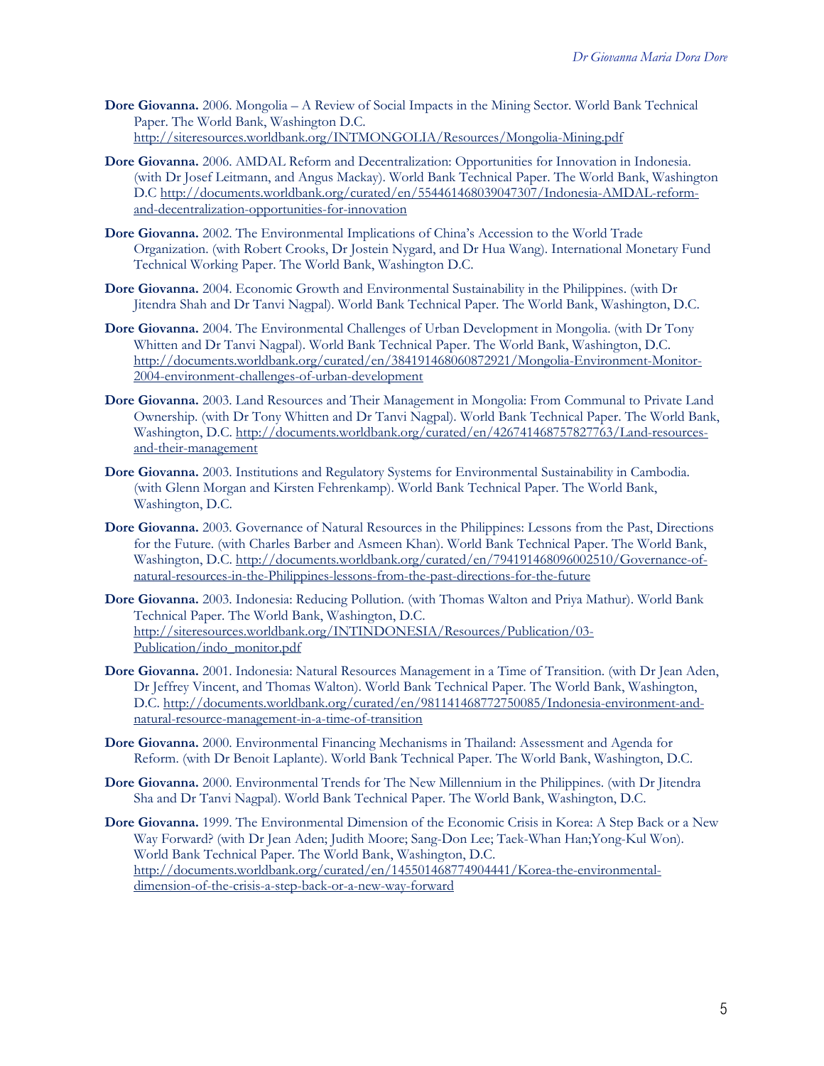**Dore Giovanna.** 2006. Mongolia – A Review of Social Impacts in the Mining Sector. World Bank Technical Paper. The World Bank, Washington D.C. http://siteresources.worldbank.org/INTMONGOLIA/Resources/Mongolia-Mining.pdf

**Dore Giovanna.** 2006. AMDAL Reform and Decentralization: Opportunities for Innovation in Indonesia. (with Dr Josef Leitmann, and Angus Mackay). World Bank Technical Paper. The World Bank, Washington D.C http://documents.worldbank.org/curated/en/554461468039047307/Indonesia-AMDAL-reform-and-decentralization-opportunities-for-innovation

**Dore Giovanna.** 2002. The Environmental Implications of China's Accession to the World Trade Organization. (with Robert Crooks, Dr Jostein Nygard, and Dr Hua Wang). International Monetary Fund Technical Working Paper. The World Bank, Washington D.C.

**Dore Giovanna.** 2004. Economic Growth and Environmental Sustainability in the Philippines. (with Dr Jitendra Shah and Dr Tanvi Nagpal). World Bank Technical Paper. The World Bank, Washington, D.C.

**Dore Giovanna.** 2004. The Environmental Challenges of Urban Development in Mongolia. (with Dr Tony Whitten and Dr Tanvi Nagpal). World Bank Technical Paper. The World Bank, Washington, D.C. http://documents.worldbank.org/curated/en/384191468060872921/Mongolia-Environment-Monitor-2004-environment-challenges-of-urban-development

**Dore Giovanna.** 2003. Land Resources and Their Management in Mongolia: From Communal to Private Land Ownership. (with Dr Tony Whitten and Dr Tanvi Nagpal). World Bank Technical Paper. The World Bank, Washington, D.C. http://documents.worldbank.org/curated/en/426741468757827763/Land-resources-and-their-management

**Dore Giovanna.** 2003. Institutions and Regulatory Systems for Environmental Sustainability in Cambodia. (with Glenn Morgan and Kirsten Fehrenkamp). World Bank Technical Paper. The World Bank, Washington, D.C.

**Dore Giovanna.** 2003. Governance of Natural Resources in the Philippines: Lessons from the Past, Directions for the Future. (with Charles Barber and Asmeen Khan). World Bank Technical Paper. The World Bank, Washington, D.C. http://documents.worldbank.org/curated/en/794191468096002510/Governance-of-natural-resources-in-the-Philippines-lessons-from-the-past-directions-for-the-future

**Dore Giovanna.** 2003. Indonesia: Reducing Pollution. (with Thomas Walton and Priya Mathur). World Bank Technical Paper. The World Bank, Washington, D.C. http://siteresources.worldbank.org/INTINDONESIA/Resources/Publication/03-Publication/indo_monitor.pdf

**Dore Giovanna.** 2001. Indonesia: Natural Resources Management in a Time of Transition. (with Dr Jean Aden, Dr Jeffrey Vincent, and Thomas Walton). World Bank Technical Paper. The World Bank, Washington, D.C. http://documents.worldbank.org/curated/en/981141468772750085/Indonesia-environment-and-natural-resource-management-in-a-time-of-transition

**Dore Giovanna.** 2000. Environmental Financing Mechanisms in Thailand: Assessment and Agenda for Reform. (with Dr Benoit Laplante). World Bank Technical Paper. The World Bank, Washington, D.C.

**Dore Giovanna.** 2000. Environmental Trends for The New Millennium in the Philippines. (with Dr Jitendra Sha and Dr Tanvi Nagpal). World Bank Technical Paper. The World Bank, Washington, D.C.

**Dore Giovanna.** 1999. The Environmental Dimension of the Economic Crisis in Korea: A Step Back or a New Way Forward? (with Dr Jean Aden; Judith Moore; Sang-Don Lee; Taek-Whan Han;Yong-Kul Won). World Bank Technical Paper. The World Bank, Washington, D.C. http://documents.worldbank.org/curated/en/145501468774904441/Korea-the-environmental-dimension-of-the-crisis-a-step-back-or-a-new-way-forward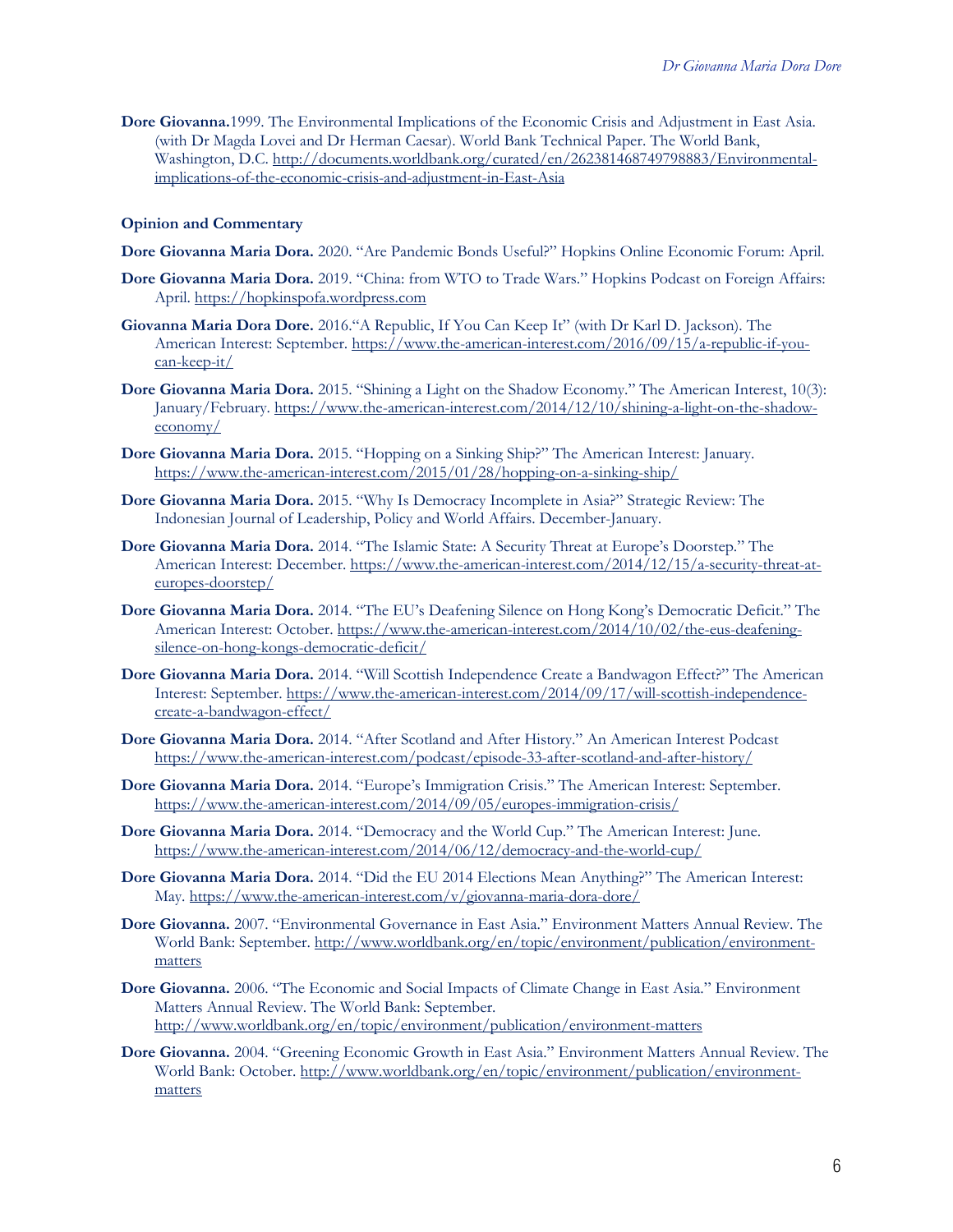**Dore Giovanna.**1999. The Environmental Implications of the Economic Crisis and Adjustment in East Asia. (with Dr Magda Lovei and Dr Herman Caesar). World Bank Technical Paper. The World Bank, Washington, D.C. http://documents.worldbank.org/curated/en/262381468749798883/Environmental-implications-of-the-economic-crisis-and-adjustment-in-East-Asia

**Opinion and Commentary**

**Dore Giovanna Maria Dora.** 2020. "Are Pandemic Bonds Useful?" Hopkins Online Economic Forum: April.

**Dore Giovanna Maria Dora.** 2019. "China: from WTO to Trade Wars." Hopkins Podcast on Foreign Affairs: April. https://hopkinspofa.wordpress.com

**Giovanna Maria Dora Dore.** 2016."A Republic, If You Can Keep It" (with Dr Karl D. Jackson). The American Interest: September. https://www.the-american-interest.com/2016/09/15/a-republic-if-you-can-keep-it/

**Dore Giovanna Maria Dora.** 2015. "Shining a Light on the Shadow Economy." The American Interest, 10(3): January/February. https://www.the-american-interest.com/2014/12/10/shining-a-light-on-the-shadow-economy/

**Dore Giovanna Maria Dora.** 2015. "Hopping on a Sinking Ship?" The American Interest: January. https://www.the-american-interest.com/2015/01/28/hopping-on-a-sinking-ship/

**Dore Giovanna Maria Dora.** 2015. "Why Is Democracy Incomplete in Asia?" Strategic Review: The Indonesian Journal of Leadership, Policy and World Affairs. December-January.

**Dore Giovanna Maria Dora.** 2014. "The Islamic State: A Security Threat at Europe's Doorstep." The American Interest: December. https://www.the-american-interest.com/2014/12/15/a-security-threat-at-europes-doorstep/

**Dore Giovanna Maria Dora.** 2014. "The EU's Deafening Silence on Hong Kong's Democratic Deficit." The American Interest: October. https://www.the-american-interest.com/2014/10/02/the-eus-deafening-silence-on-hong-kongs-democratic-deficit/

**Dore Giovanna Maria Dora.** 2014. "Will Scottish Independence Create a Bandwagon Effect?" The American Interest: September. https://www.the-american-interest.com/2014/09/17/will-scottish-independence-create-a-bandwagon-effect/

**Dore Giovanna Maria Dora.** 2014. "After Scotland and After History." An American Interest Podcast https://www.the-american-interest.com/podcast/episode-33-after-scotland-and-after-history/

**Dore Giovanna Maria Dora.** 2014. "Europe's Immigration Crisis." The American Interest: September. https://www.the-american-interest.com/2014/09/05/europes-immigration-crisis/

**Dore Giovanna Maria Dora.** 2014. "Democracy and the World Cup." The American Interest: June. https://www.the-american-interest.com/2014/06/12/democracy-and-the-world-cup/

**Dore Giovanna Maria Dora.** 2014. "Did the EU 2014 Elections Mean Anything?" The American Interest: May. https://www.the-american-interest.com/v/giovanna-maria-dora-dore/

**Dore Giovanna.** 2007. "Environmental Governance in East Asia." Environment Matters Annual Review. The World Bank: September. http://www.worldbank.org/en/topic/environment/publication/environment-matters

**Dore Giovanna.** 2006. "The Economic and Social Impacts of Climate Change in East Asia." Environment Matters Annual Review. The World Bank: September. http://www.worldbank.org/en/topic/environment/publication/environment-matters

**Dore Giovanna.** 2004. "Greening Economic Growth in East Asia." Environment Matters Annual Review. The World Bank: October. http://www.worldbank.org/en/topic/environment/publication/environment-matters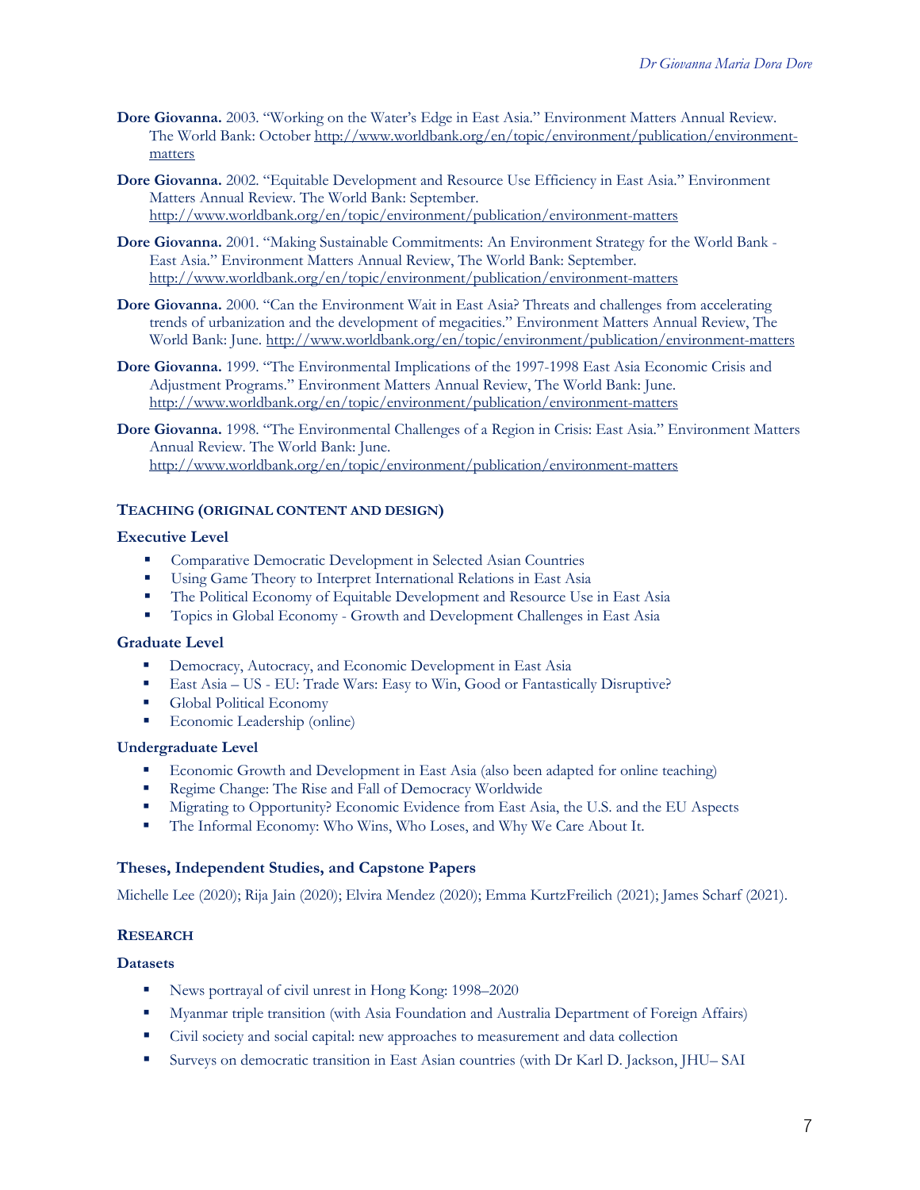**Dore Giovanna.** 2003. "Working on the Water's Edge in East Asia." Environment Matters Annual Review. The World Bank: October http://www.worldbank.org/en/topic/environment/publication/environment-matters

**Dore Giovanna.** 2002. "Equitable Development and Resource Use Efficiency in East Asia." Environment Matters Annual Review. The World Bank: September. http://www.worldbank.org/en/topic/environment/publication/environment-matters

**Dore Giovanna.** 2001. "Making Sustainable Commitments: An Environment Strategy for the World Bank - East Asia." Environment Matters Annual Review, The World Bank: September. http://www.worldbank.org/en/topic/environment/publication/environment-matters

**Dore Giovanna.** 2000. "Can the Environment Wait in East Asia? Threats and challenges from accelerating trends of urbanization and the development of megacities." Environment Matters Annual Review, The World Bank: June. http://www.worldbank.org/en/topic/environment/publication/environment-matters

**Dore Giovanna.** 1999. "The Environmental Implications of the 1997-1998 East Asia Economic Crisis and Adjustment Programs." Environment Matters Annual Review, The World Bank: June. http://www.worldbank.org/en/topic/environment/publication/environment-matters

**Dore Giovanna.** 1998. "The Environmental Challenges of a Region in Crisis: East Asia." Environment Matters Annual Review. The World Bank: June. http://www.worldbank.org/en/topic/environment/publication/environment-matters

## TEACHING (ORIGINAL CONTENT AND DESIGN)

### Executive Level

- Comparative Democratic Development in Selected Asian Countries
- Using Game Theory to Interpret International Relations in East Asia
- The Political Economy of Equitable Development and Resource Use in East Asia
- Topics in Global Economy - Growth and Development Challenges in East Asia

### Graduate Level

- Democracy, Autocracy, and Economic Development in East Asia
- East Asia – US - EU: Trade Wars: Easy to Win, Good or Fantastically Disruptive?
- Global Political Economy
- Economic Leadership (online)

### Undergraduate Level

- Economic Growth and Development in East Asia (also been adapted for online teaching)
- Regime Change: The Rise and Fall of Democracy Worldwide
- Migrating to Opportunity? Economic Evidence from East Asia, the U.S. and the EU Aspects
- The Informal Economy: Who Wins, Who Loses, and Why We Care About It.

### Theses, Independent Studies, and Capstone Papers

Michelle Lee (2020); Rija Jain (2020); Elvira Mendez (2020); Emma KurtzFreilich (2021); James Scharf (2021).

## RESEARCH

### Datasets

- News portrayal of civil unrest in Hong Kong: 1998–2020
- Myanmar triple transition (with Asia Foundation and Australia Department of Foreign Affairs)
- Civil society and social capital: new approaches to measurement and data collection
- Surveys on democratic transition in East Asian countries (with Dr Karl D. Jackson, JHU– SAI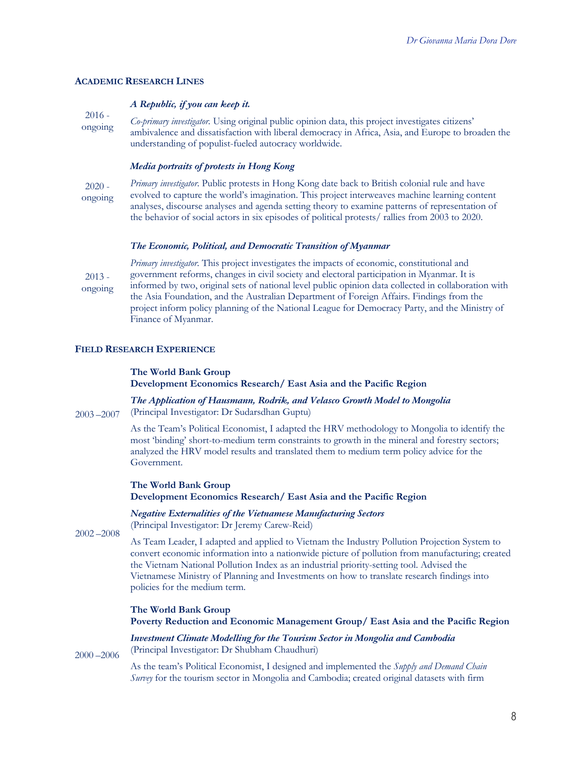## ACADEMIC RESEARCH LINES

***A Republic, if you can keep it.***

2016 - ongoing

*Co-primary investigator.* Using original public opinion data, this project investigates citizens' ambivalence and dissatisfaction with liberal democracy in Africa, Asia, and Europe to broaden the understanding of populist-fueled autocracy worldwide.

***Media portraits of protests in Hong Kong***

2020 - ongoing

*Primary investigator.* Public protests in Hong Kong date back to British colonial rule and have evolved to capture the world's imagination. This project interweaves machine learning content analyses, discourse analyses and agenda setting theory to examine patterns of representation of the behavior of social actors in six episodes of political protests/ rallies from 2003 to 2020.

***The Economic, Political, and Democratic Transition of Myanmar***

2013 - ongoing

*Primary investigator.* This project investigates the impacts of economic, constitutional and government reforms, changes in civil society and electoral participation in Myanmar. It is informed by two, original sets of national level public opinion data collected in collaboration with the Asia Foundation, and the Australian Department of Foreign Affairs. Findings from the project inform policy planning of the National League for Democracy Party, and the Ministry of Finance of Myanmar.

## FIELD RESEARCH EXPERIENCE

**The World Bank Group**
**Development Economics Research/ East Asia and the Pacific Region**

2003 –2007

***The Application of Hausmann, Rodrik, and Velasco Growth Model to Mongolia***
(Principal Investigator: Dr Sudarsdhan Guptu)

As the Team's Political Economist, I adapted the HRV methodology to Mongolia to identify the most 'binding' short-to-medium term constraints to growth in the mineral and forestry sectors; analyzed the HRV model results and translated them to medium term policy advice for the Government.

**The World Bank Group**
**Development Economics Research/ East Asia and the Pacific Region**

2002 –2008

***Negative Externalities of the Vietnamese Manufacturing Sectors***
(Principal Investigator: Dr Jeremy Carew-Reid)

As Team Leader, I adapted and applied to Vietnam the Industry Pollution Projection System to convert economic information into a nationwide picture of pollution from manufacturing; created the Vietnam National Pollution Index as an industrial priority-setting tool. Advised the Vietnamese Ministry of Planning and Investments on how to translate research findings into policies for the medium term.

**The World Bank Group**
**Poverty Reduction and Economic Management Group/ East Asia and the Pacific Region**

2000 –2006

***Investment Climate Modelling for the Tourism Sector in Mongolia and Cambodia***
(Principal Investigator: Dr Shubham Chaudhuri)

As the team's Political Economist, I designed and implemented the *Supply and Demand Chain Survey* for the tourism sector in Mongolia and Cambodia; created original datasets with firm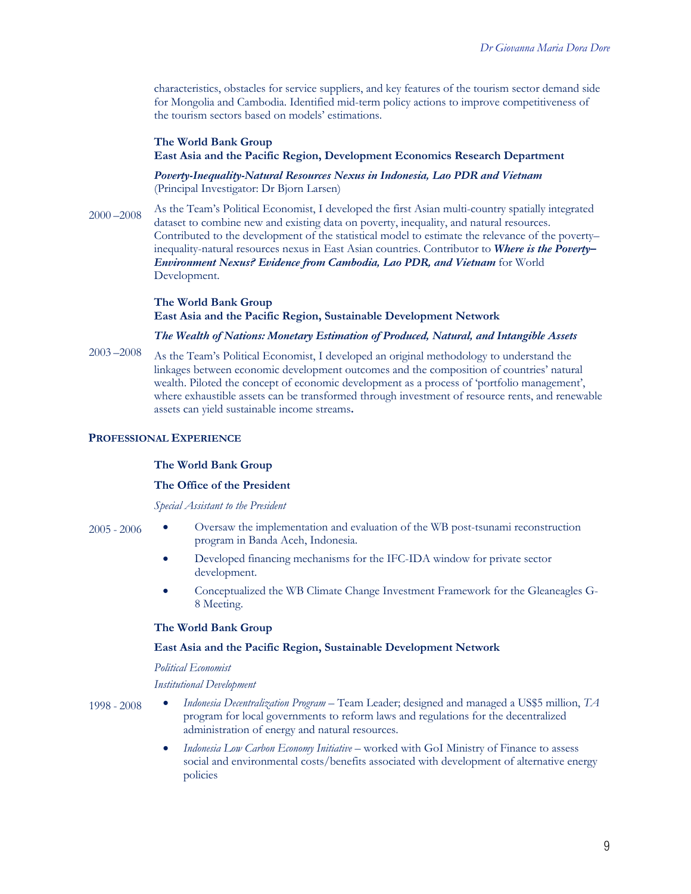characteristics, obstacles for service suppliers, and key features of the tourism sector demand side for Mongolia and Cambodia. Identified mid-term policy actions to improve competitiveness of the tourism sectors based on models' estimations.

**The World Bank Group**
**East Asia and the Pacific Region, Development Economics Research Department**

***Poverty-Inequality-Natural Resources Nexus in Indonesia, Lao PDR and Vietnam***
(Principal Investigator: Dr Bjorn Larsen)

2000 –2008 As the Team's Political Economist, I developed the first Asian multi-country spatially integrated dataset to combine new and existing data on poverty, inequality, and natural resources. Contributed to the development of the statistical model to estimate the relevance of the poverty–inequality-natural resources nexus in East Asian countries. Contributor to ***Where is the Poverty–Environment Nexus? Evidence from Cambodia, Lao PDR, and Vietnam*** for World Development.

**The World Bank Group**
**East Asia and the Pacific Region, Sustainable Development Network**

***The Wealth of Nations: Monetary Estimation of Produced, Natural, and Intangible Assets***

2003 –2008 As the Team's Political Economist, I developed an original methodology to understand the linkages between economic development outcomes and the composition of countries' natural wealth. Piloted the concept of economic development as a process of 'portfolio management', where exhaustible assets can be transformed through investment of resource rents, and renewable assets can yield sustainable income streams**.**

## PROFESSIONAL EXPERIENCE

**The World Bank Group**

**The Office of the President**

*Special Assistant to the President*

2005 - 2006

- Oversaw the implementation and evaluation of the WB post-tsunami reconstruction program in Banda Aceh, Indonesia.
- Developed financing mechanisms for the IFC-IDA window for private sector development.
- Conceptualized the WB Climate Change Investment Framework for the Gleaneagles G-8 Meeting.

**The World Bank Group**

**East Asia and the Pacific Region, Sustainable Development Network**

*Political Economist*

*Institutional Development*

1998 - 2008

- *Indonesia Decentralization Program* – Team Leader; designed and managed a US$5 million, *TA* program for local governments to reform laws and regulations for the decentralized administration of energy and natural resources.
- *Indonesia Low Carbon Economy Initiative* – worked with GoI Ministry of Finance to assess social and environmental costs/benefits associated with development of alternative energy policies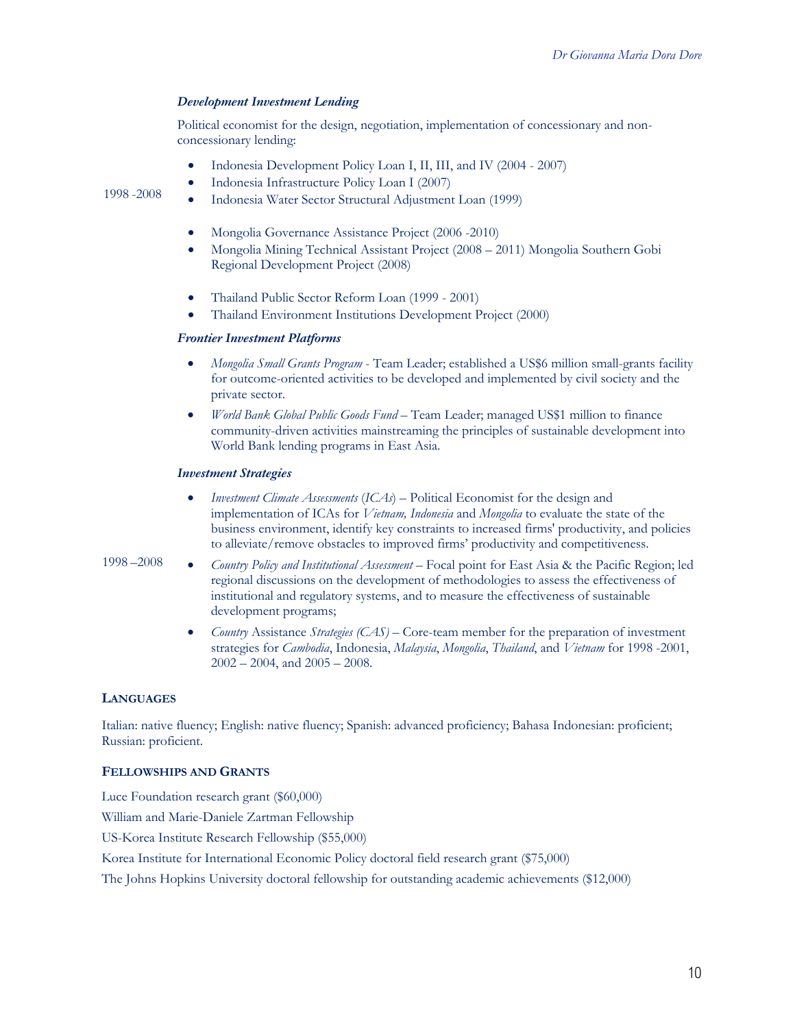***Development Investment Lending***

Political economist for the design, negotiation, implementation of concessionary and non-concessionary lending:

1998 -2008

- Indonesia Development Policy Loan I, II, III, and IV (2004 - 2007)
- Indonesia Infrastructure Policy Loan I (2007)
- Indonesia Water Sector Structural Adjustment Loan (1999)

- Mongolia Governance Assistance Project (2006 -2010)
- Mongolia Mining Technical Assistant Project (2008 – 2011) Mongolia Southern Gobi Regional Development Project (2008)

- Thailand Public Sector Reform Loan (1999 - 2001)
- Thailand Environment Institutions Development Project (2000)

***Frontier Investment Platforms***

- *Mongolia Small Grants Program* - Team Leader; established a US$6 million small-grants facility for outcome-oriented activities to be developed and implemented by civil society and the private sector.
- *World Bank Global Public Goods Fund* – Team Leader; managed US$1 million to finance community-driven activities mainstreaming the principles of sustainable development into World Bank lending programs in East Asia.

***Investment Strategies***

1998 –2008

- *Investment Climate Assessments* (*ICAs*) – Political Economist for the design and implementation of ICAs for *Vietnam, Indonesia* and *Mongolia* to evaluate the state of the business environment, identify key constraints to increased firms' productivity, and policies to alleviate/remove obstacles to improved firms' productivity and competitiveness.
- *Country Policy and Institutional Assessment* – Focal point for East Asia & the Pacific Region; led regional discussions on the development of methodologies to assess the effectiveness of institutional and regulatory systems, and to measure the effectiveness of sustainable development programs;
- *Country* Assistance *Strategies (CAS)* – Core-team member for the preparation of investment strategies for *Cambodia*, Indonesia, *Malaysia*, *Mongolia*, *Thailand*, and *Vietnam* for 1998 -2001, 2002 – 2004, and 2005 – 2008.

## LANGUAGES

Italian: native fluency; English: native fluency; Spanish: advanced proficiency; Bahasa Indonesian: proficient; Russian: proficient.

## FELLOWSHIPS AND GRANTS

Luce Foundation research grant ($60,000)

William and Marie-Daniele Zartman Fellowship

US-Korea Institute Research Fellowship ($55,000)

Korea Institute for International Economic Policy doctoral field research grant ($75,000)

The Johns Hopkins University doctoral fellowship for outstanding academic achievements ($12,000)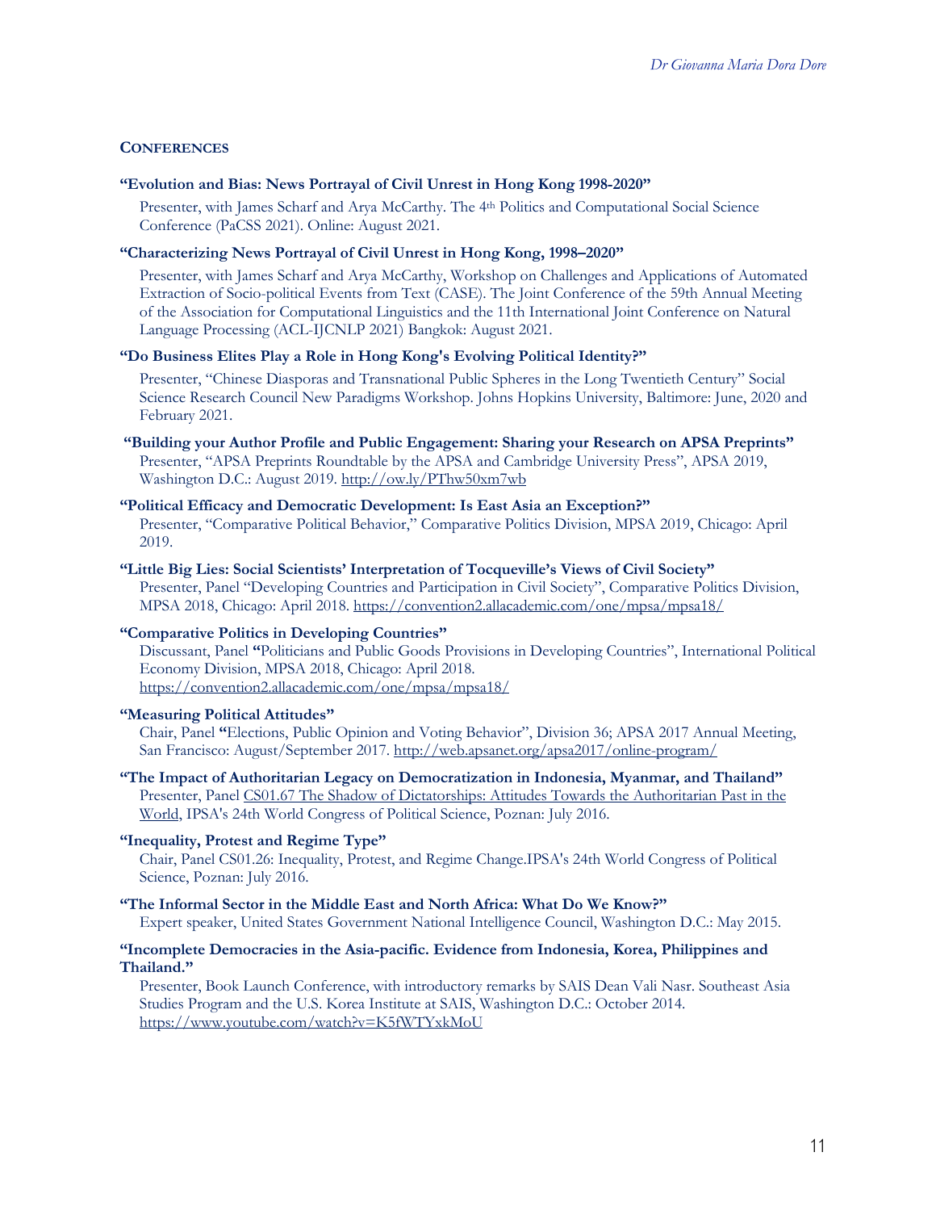## CONFERENCES

**"Evolution and Bias: News Portrayal of Civil Unrest in Hong Kong 1998-2020"**

Presenter, with James Scharf and Arya McCarthy. The 4th Politics and Computational Social Science Conference (PaCSS 2021). Online: August 2021.

**"Characterizing News Portrayal of Civil Unrest in Hong Kong, 1998–2020"**

Presenter, with James Scharf and Arya McCarthy, Workshop on Challenges and Applications of Automated Extraction of Socio-political Events from Text (CASE). The Joint Conference of the 59th Annual Meeting of the Association for Computational Linguistics and the 11th International Joint Conference on Natural Language Processing (ACL-IJCNLP 2021) Bangkok: August 2021.

**"Do Business Elites Play a Role in Hong Kong's Evolving Political Identity?"**

Presenter, "Chinese Diasporas and Transnational Public Spheres in the Long Twentieth Century" Social Science Research Council New Paradigms Workshop. Johns Hopkins University, Baltimore: June, 2020 and February 2021.

**"Building your Author Profile and Public Engagement: Sharing your Research on APSA Preprints"**

Presenter, "APSA Preprints Roundtable by the APSA and Cambridge University Press", APSA 2019, Washington D.C.: August 2019. http://ow.ly/PThw50xm7wb

**"Political Efficacy and Democratic Development: Is East Asia an Exception?"**

Presenter, "Comparative Political Behavior," Comparative Politics Division, MPSA 2019, Chicago: April 2019.

**"Little Big Lies: Social Scientists' Interpretation of Tocqueville's Views of Civil Society"**

Presenter, Panel "Developing Countries and Participation in Civil Society", Comparative Politics Division, MPSA 2018, Chicago: April 2018. https://convention2.allacademic.com/one/mpsa/mpsa18/

**"Comparative Politics in Developing Countries"**

Discussant, Panel **"**Politicians and Public Goods Provisions in Developing Countries", International Political Economy Division, MPSA 2018, Chicago: April 2018. https://convention2.allacademic.com/one/mpsa/mpsa18/

**"Measuring Political Attitudes"**

Chair, Panel **"**Elections, Public Opinion and Voting Behavior", Division 36; APSA 2017 Annual Meeting, San Francisco: August/September 2017. http://web.apsanet.org/apsa2017/online-program/

**"The Impact of Authoritarian Legacy on Democratization in Indonesia, Myanmar, and Thailand"**

Presenter, Panel CS01.67 The Shadow of Dictatorships: Attitudes Towards the Authoritarian Past in the World, IPSA's 24th World Congress of Political Science, Poznan: July 2016.

**"Inequality, Protest and Regime Type"**

Chair, Panel CS01.26: Inequality, Protest, and Regime Change.IPSA's 24th World Congress of Political Science, Poznan: July 2016.

**"The Informal Sector in the Middle East and North Africa: What Do We Know?"**

Expert speaker, United States Government National Intelligence Council, Washington D.C.: May 2015.

**"Incomplete Democracies in the Asia-pacific. Evidence from Indonesia, Korea, Philippines and Thailand."**

Presenter, Book Launch Conference, with introductory remarks by SAIS Dean Vali Nasr. Southeast Asia Studies Program and the U.S. Korea Institute at SAIS, Washington D.C.: October 2014. https://www.youtube.com/watch?v=K5fWTYxkMoU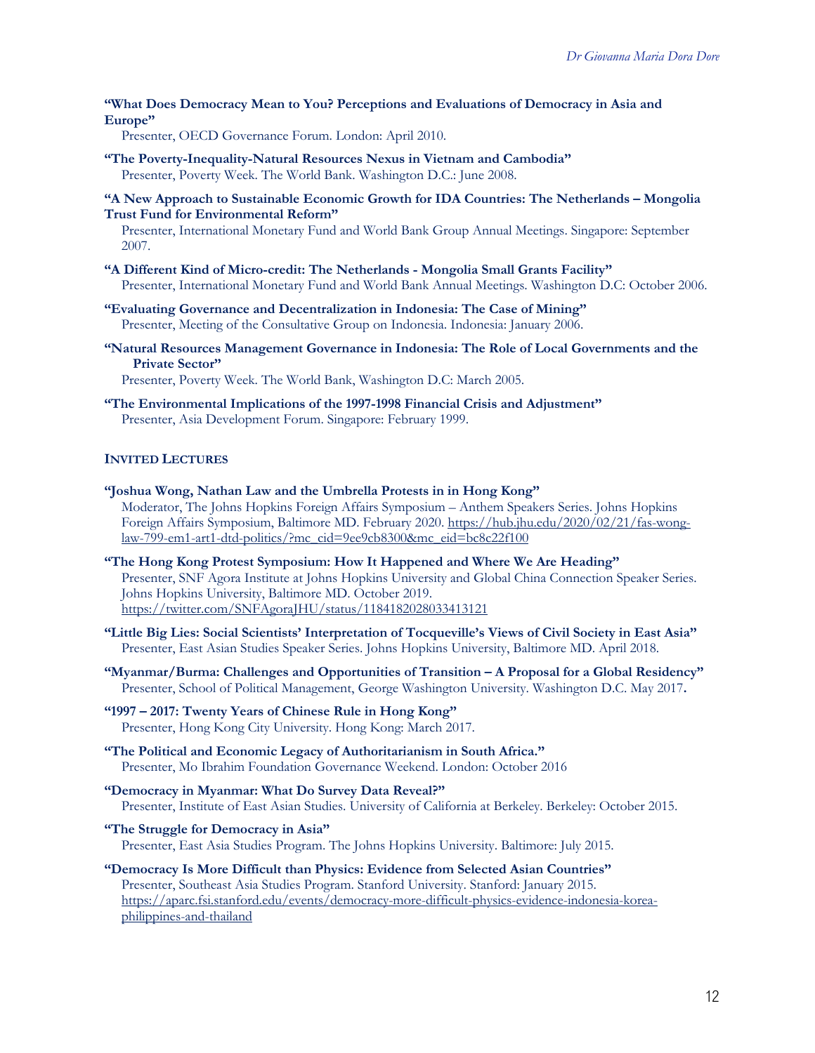**"What Does Democracy Mean to You? Perceptions and Evaluations of Democracy in Asia and Europe"**
Presenter, OECD Governance Forum. London: April 2010.

**"The Poverty-Inequality-Natural Resources Nexus in Vietnam and Cambodia"**
Presenter, Poverty Week. The World Bank. Washington D.C.: June 2008.

**"A New Approach to Sustainable Economic Growth for IDA Countries: The Netherlands – Mongolia Trust Fund for Environmental Reform"**
Presenter, International Monetary Fund and World Bank Group Annual Meetings. Singapore: September 2007.

**"A Different Kind of Micro-credit: The Netherlands - Mongolia Small Grants Facility"**
Presenter, International Monetary Fund and World Bank Annual Meetings. Washington D.C: October 2006.

**"Evaluating Governance and Decentralization in Indonesia: The Case of Mining"**
Presenter, Meeting of the Consultative Group on Indonesia. Indonesia: January 2006.

**"Natural Resources Management Governance in Indonesia: The Role of Local Governments and the Private Sector"**
Presenter, Poverty Week. The World Bank, Washington D.C: March 2005.

**"The Environmental Implications of the 1997-1998 Financial Crisis and Adjustment"**
Presenter, Asia Development Forum. Singapore: February 1999.

## INVITED LECTURES

**"Joshua Wong, Nathan Law and the Umbrella Protests in in Hong Kong"**
Moderator, The Johns Hopkins Foreign Affairs Symposium – Anthem Speakers Series. Johns Hopkins Foreign Affairs Symposium, Baltimore MD. February 2020. https://hub.jhu.edu/2020/02/21/fas-wong-law-799-em1-art1-dtd-politics/?mc_cid=9ee9cb8300&mc_eid=bc8c22f100

**"The Hong Kong Protest Symposium: How It Happened and Where We Are Heading"**
Presenter, SNF Agora Institute at Johns Hopkins University and Global China Connection Speaker Series. Johns Hopkins University, Baltimore MD. October 2019. https://twitter.com/SNFAgoraJHU/status/1184182028033413121

**"Little Big Lies: Social Scientists' Interpretation of Tocqueville's Views of Civil Society in East Asia"**
Presenter, East Asian Studies Speaker Series. Johns Hopkins University, Baltimore MD. April 2018.

**"Myanmar/Burma: Challenges and Opportunities of Transition – A Proposal for a Global Residency"**
Presenter, School of Political Management, George Washington University. Washington D.C. May 2017.

**"1997 – 2017: Twenty Years of Chinese Rule in Hong Kong"**
Presenter, Hong Kong City University. Hong Kong: March 2017.

**"The Political and Economic Legacy of Authoritarianism in South Africa."**
Presenter, Mo Ibrahim Foundation Governance Weekend. London: October 2016

**"Democracy in Myanmar: What Do Survey Data Reveal?"**
Presenter, Institute of East Asian Studies. University of California at Berkeley. Berkeley: October 2015.

**"The Struggle for Democracy in Asia"**
Presenter, East Asia Studies Program. The Johns Hopkins University. Baltimore: July 2015.

**"Democracy Is More Difficult than Physics: Evidence from Selected Asian Countries"**
Presenter, Southeast Asia Studies Program. Stanford University. Stanford: January 2015. https://aparc.fsi.stanford.edu/events/democracy-more-difficult-physics-evidence-indonesia-korea-philippines-and-thailand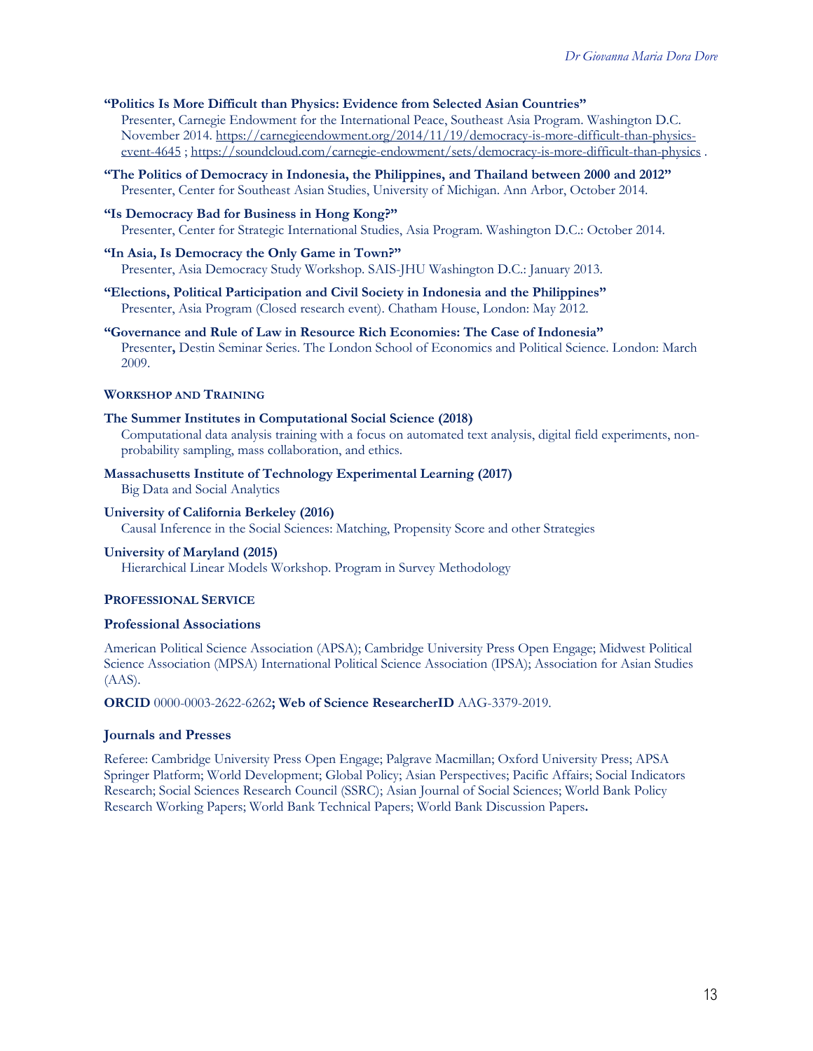**"Politics Is More Difficult than Physics: Evidence from Selected Asian Countries"**
Presenter, Carnegie Endowment for the International Peace, Southeast Asia Program. Washington D.C. November 2014. https://carnegieendowment.org/2014/11/19/democracy-is-more-difficult-than-physics-event-4645 ; https://soundcloud.com/carnegie-endowment/sets/democracy-is-more-difficult-than-physics .

**"The Politics of Democracy in Indonesia, the Philippines, and Thailand between 2000 and 2012"**
Presenter, Center for Southeast Asian Studies, University of Michigan. Ann Arbor, October 2014.

**"Is Democracy Bad for Business in Hong Kong?"**
Presenter, Center for Strategic International Studies, Asia Program. Washington D.C.: October 2014.

**"In Asia, Is Democracy the Only Game in Town?"**
Presenter, Asia Democracy Study Workshop. SAIS-JHU Washington D.C.: January 2013.

**"Elections, Political Participation and Civil Society in Indonesia and the Philippines"**
Presenter, Asia Program (Closed research event). Chatham House, London: May 2012.

**"Governance and Rule of Law in Resource Rich Economies: The Case of Indonesia"**
Presenter**,** Destin Seminar Series. The London School of Economics and Political Science. London: March 2009.

## WORKSHOP AND TRAINING

**The Summer Institutes in Computational Social Science (2018)**
Computational data analysis training with a focus on automated text analysis, digital field experiments, non-probability sampling, mass collaboration, and ethics.

**Massachusetts Institute of Technology Experimental Learning (2017)**
Big Data and Social Analytics

**University of California Berkeley (2016)**
Causal Inference in the Social Sciences: Matching, Propensity Score and other Strategies

**University of Maryland (2015)**
Hierarchical Linear Models Workshop. Program in Survey Methodology

## PROFESSIONAL SERVICE

### Professional Associations

American Political Science Association (APSA); Cambridge University Press Open Engage; Midwest Political Science Association (MPSA) International Political Science Association (IPSA); Association for Asian Studies (AAS).

**ORCID** 0000-0003-2622-6262**; Web of Science ResearcherID** AAG-3379-2019.

### Journals and Presses

Referee: Cambridge University Press Open Engage; Palgrave Macmillan; Oxford University Press; APSA Springer Platform; World Development; Global Policy; Asian Perspectives; Pacific Affairs; Social Indicators Research; Social Sciences Research Council (SSRC); Asian Journal of Social Sciences; World Bank Policy Research Working Papers; World Bank Technical Papers; World Bank Discussion Papers**.**